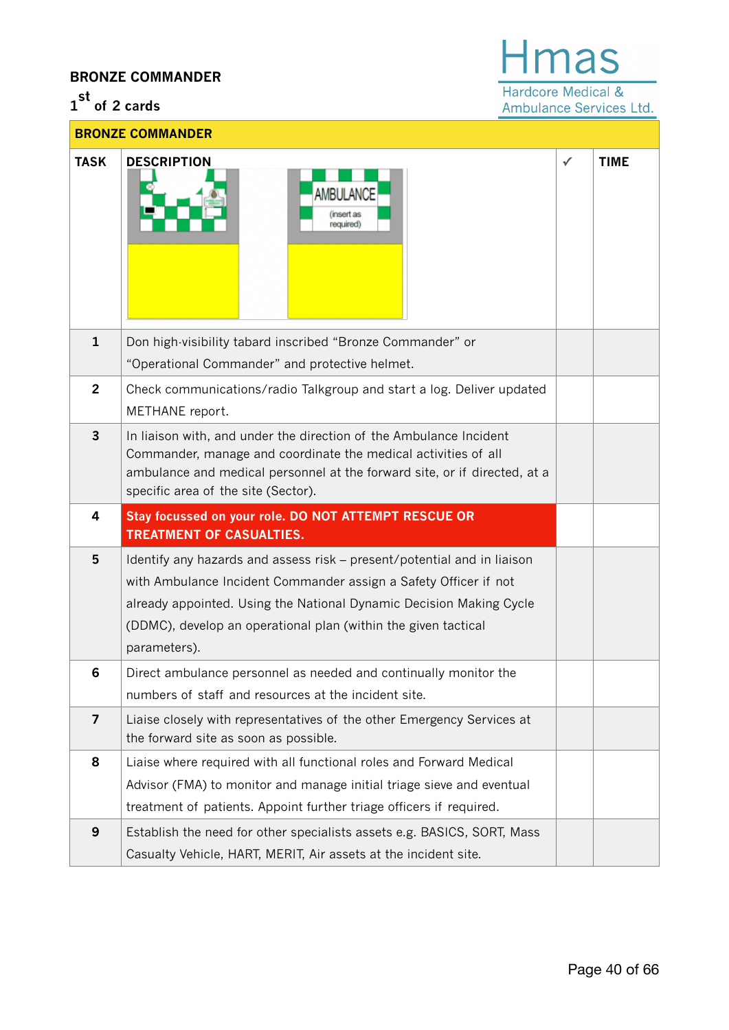**BRONZE COMMANDER**

**1st of 2 cards**

Hmas
Hardcore Medical & Ambulance Services Ltd.

| BRONZE COMMANDER | | | |
|---|---|---|---|
| **TASK** | **DESCRIPTION** | **✓** | **TIME** |
| | AMBULANCE (insert as required) | | |
| 1 | Don high-visibility tabard inscribed “Bronze Commander” or “Operational Commander” and protective helmet. | | |
| 2 | Check communications/radio Talkgroup and start a log. Deliver updated METHANE report. | | |
| 3 | In liaison with, and under the direction of the Ambulance Incident Commander, manage and coordinate the medical activities of all ambulance and medical personnel at the forward site, or if directed, at a specific area of the site (Sector). | | |
| 4 | **Stay focussed on your role. DO NOT ATTEMPT RESCUE OR TREATMENT OF CASUALTIES.** | | |
| 5 | Identify any hazards and assess risk – present/potential and in liaison with Ambulance Incident Commander assign a Safety Officer if not already appointed. Using the National Dynamic Decision Making Cycle (DDMC), develop an operational plan (within the given tactical parameters). | | |
| 6 | Direct ambulance personnel as needed and continually monitor the numbers of staff and resources at the incident site. | | |
| 7 | Liaise closely with representatives of the other Emergency Services at the forward site as soon as possible. | | |
| 8 | Liaise where required with all functional roles and Forward Medical Advisor (FMA) to monitor and manage initial triage sieve and eventual treatment of patients. Appoint further triage officers if required. | | |
| 9 | Establish the need for other specialists assets e.g. BASICS, SORT, Mass Casualty Vehicle, HART, MERIT, Air assets at the incident site. | | |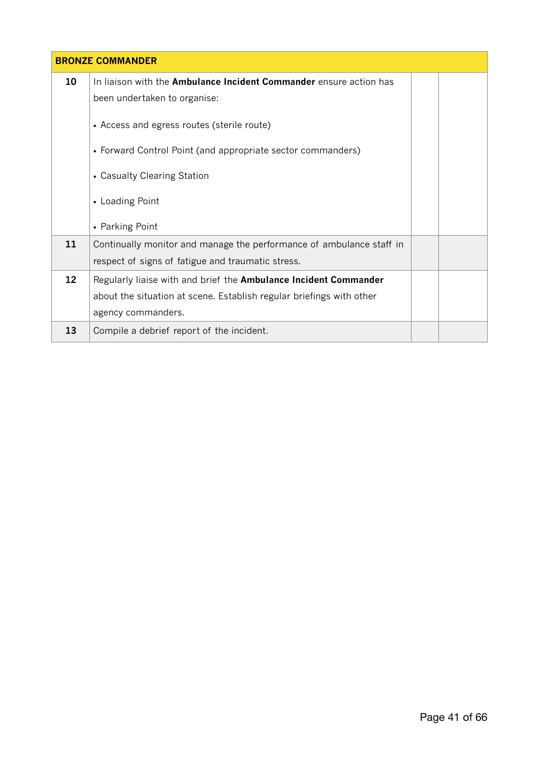| BRONZE COMMANDER | | | |
|---|---|---|---|
| **10** | In liaison with the **Ambulance Incident Commander** ensure action has been undertaken to organise:<br><br>• Access and egress routes (sterile route)<br><br>• Forward Control Point (and appropriate sector commanders)<br><br>• Casualty Clearing Station<br><br>• Loading Point<br><br>• Parking Point | | |
| **11** | Continually monitor and manage the performance of ambulance staff in respect of signs of fatigue and traumatic stress. | | |
| **12** | Regularly liaise with and brief the **Ambulance Incident Commander** about the situation at scene. Establish regular briefings with other agency commanders. | | |
| **13** | Compile a debrief report of the incident. | | |